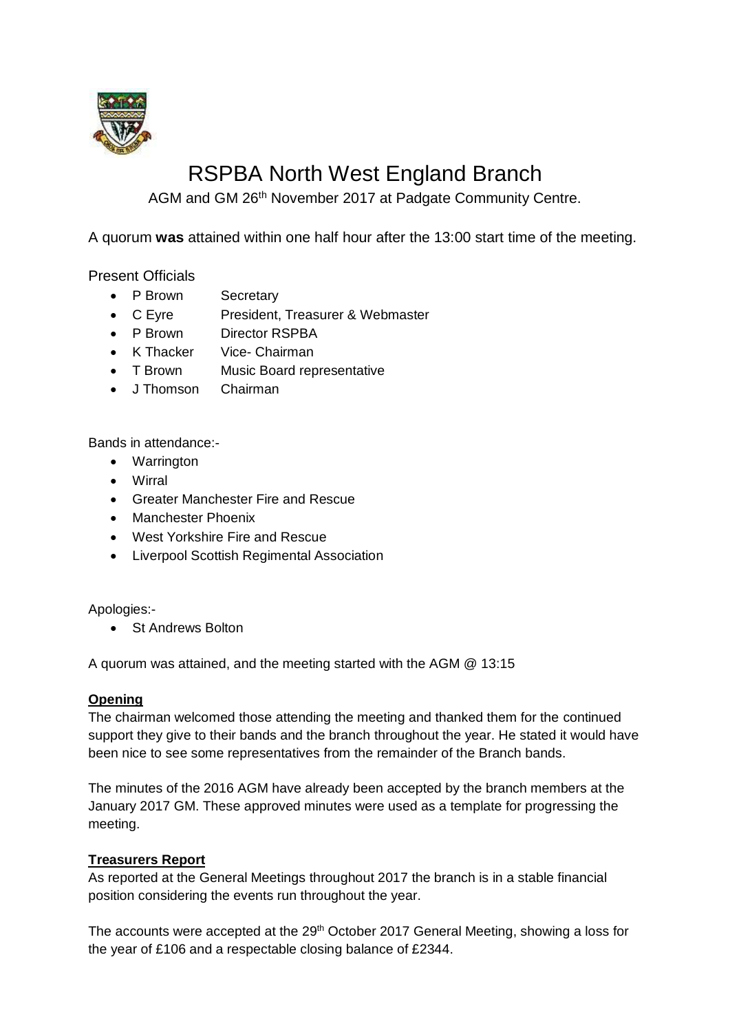# RSPBA North West England Branch

AGM and GM 26th November 2017 at Padgate Community Centre.

A quorum **was** attained within one half hour after the 13:00 start time of the meeting.

Present Officials

- P Brown Secretary
- C Eyre President, Treasurer & Webmaster
- P Brown Director RSPBA
- K Thacker Vice- Chairman
- T Brown Music Board representative
- J Thomson Chairman

Bands in attendance:-

- Warrington
- Wirral
- Greater Manchester Fire and Rescue
- Manchester Phoenix
- West Yorkshire Fire and Rescue
- Liverpool Scottish Regimental Association

Apologies:-

- St Andrews Bolton

A quorum was attained, and the meeting started with the AGM @ 13:15

**Opening**

The chairman welcomed those attending the meeting and thanked them for the continued support they give to their bands and the branch throughout the year. He stated it would have been nice to see some representatives from the remainder of the Branch bands.

The minutes of the 2016 AGM have already been accepted by the branch members at the January 2017 GM. These approved minutes were used as a template for progressing the meeting.

**Treasurers Report**

As reported at the General Meetings throughout 2017 the branch is in a stable financial position considering the events run throughout the year.

The accounts were accepted at the 29th October 2017 General Meeting, showing a loss for the year of £106 and a respectable closing balance of £2344.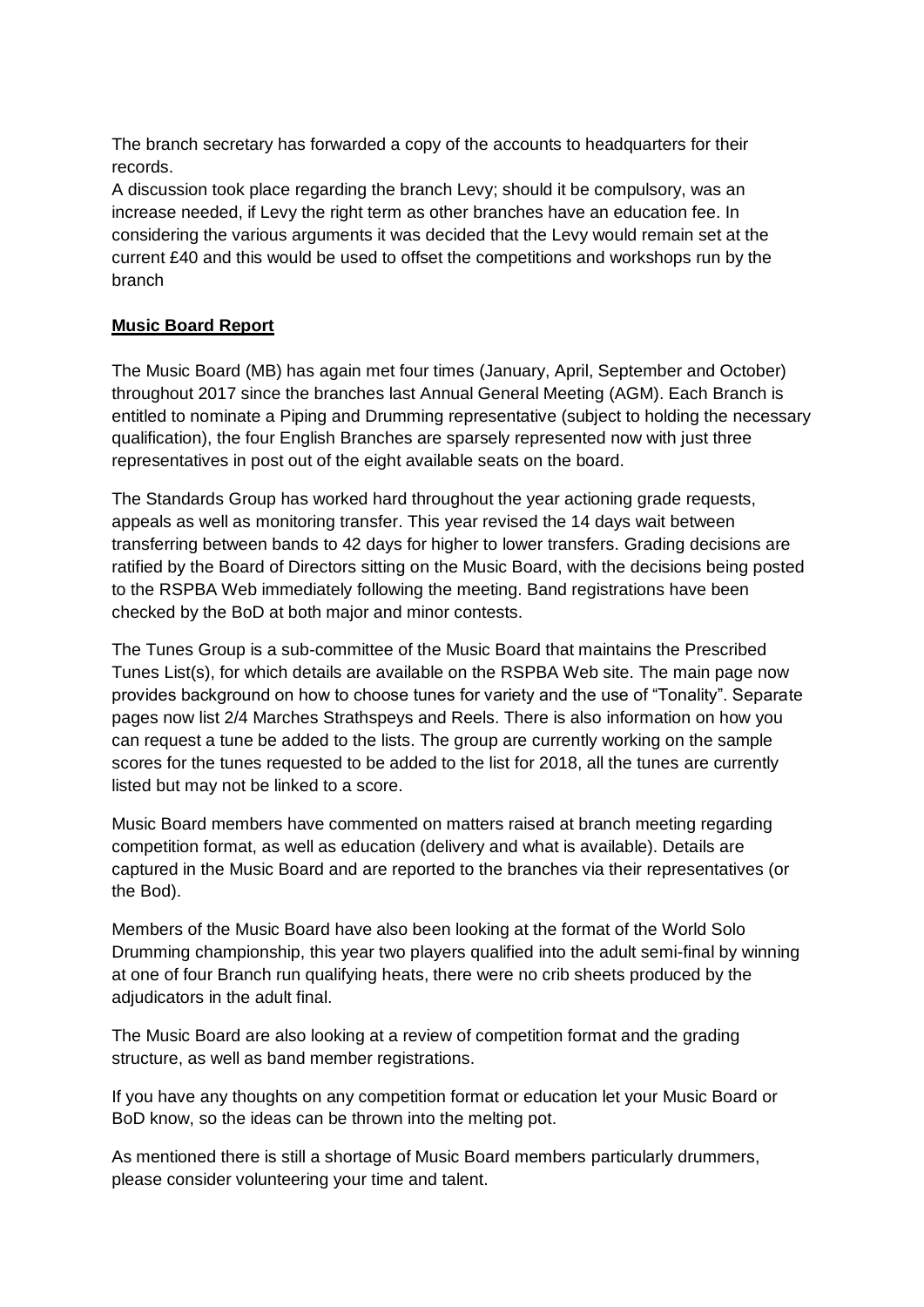The branch secretary has forwarded a copy of the accounts to headquarters for their records.
A discussion took place regarding the branch Levy; should it be compulsory, was an increase needed, if Levy the right term as other branches have an education fee. In considering the various arguments it was decided that the Levy would remain set at the current £40 and this would be used to offset the competitions and workshops run by the branch

**Music Board Report**

The Music Board (MB) has again met four times (January, April, September and October) throughout 2017 since the branches last Annual General Meeting (AGM). Each Branch is entitled to nominate a Piping and Drumming representative (subject to holding the necessary qualification), the four English Branches are sparsely represented now with just three representatives in post out of the eight available seats on the board.

The Standards Group has worked hard throughout the year actioning grade requests, appeals as well as monitoring transfer. This year revised the 14 days wait between transferring between bands to 42 days for higher to lower transfers. Grading decisions are ratified by the Board of Directors sitting on the Music Board, with the decisions being posted to the RSPBA Web immediately following the meeting. Band registrations have been checked by the BoD at both major and minor contests.

The Tunes Group is a sub-committee of the Music Board that maintains the Prescribed Tunes List(s), for which details are available on the RSPBA Web site. The main page now provides background on how to choose tunes for variety and the use of "Tonality". Separate pages now list 2/4 Marches Strathspeys and Reels. There is also information on how you can request a tune be added to the lists. The group are currently working on the sample scores for the tunes requested to be added to the list for 2018, all the tunes are currently listed but may not be linked to a score.

Music Board members have commented on matters raised at branch meeting regarding competition format, as well as education (delivery and what is available). Details are captured in the Music Board and are reported to the branches via their representatives (or the Bod).

Members of the Music Board have also been looking at the format of the World Solo Drumming championship, this year two players qualified into the adult semi-final by winning at one of four Branch run qualifying heats, there were no crib sheets produced by the adjudicators in the adult final.

The Music Board are also looking at a review of competition format and the grading structure, as well as band member registrations.

If you have any thoughts on any competition format or education let your Music Board or BoD know, so the ideas can be thrown into the melting pot.

As mentioned there is still a shortage of Music Board members particularly drummers, please consider volunteering your time and talent.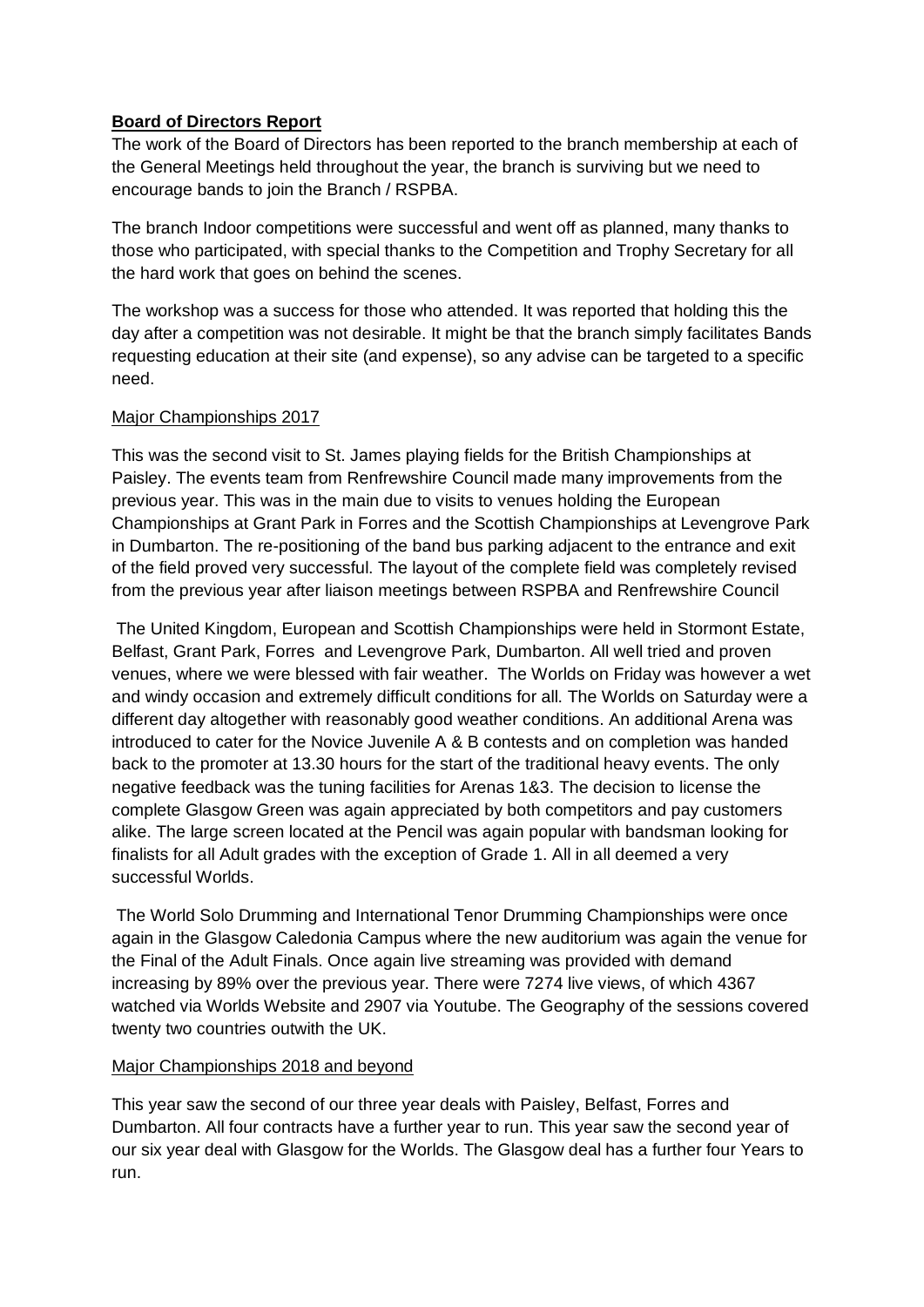**Board of Directors Report**

The work of the Board of Directors has been reported to the branch membership at each of the General Meetings held throughout the year, the branch is surviving but we need to encourage bands to join the Branch / RSPBA.

The branch Indoor competitions were successful and went off as planned, many thanks to those who participated, with special thanks to the Competition and Trophy Secretary for all the hard work that goes on behind the scenes.

The workshop was a success for those who attended. It was reported that holding this the day after a competition was not desirable. It might be that the branch simply facilitates Bands requesting education at their site (and expense), so any advise can be targeted to a specific need.

Major Championships 2017

This was the second visit to St. James playing fields for the British Championships at Paisley. The events team from Renfrewshire Council made many improvements from the previous year. This was in the main due to visits to venues holding the European Championships at Grant Park in Forres and the Scottish Championships at Levengrove Park in Dumbarton. The re-positioning of the band bus parking adjacent to the entrance and exit of the field proved very successful. The layout of the complete field was completely revised from the previous year after liaison meetings between RSPBA and Renfrewshire Council

The United Kingdom, European and Scottish Championships were held in Stormont Estate, Belfast, Grant Park, Forres and Levengrove Park, Dumbarton. All well tried and proven venues, where we were blessed with fair weather. The Worlds on Friday was however a wet and windy occasion and extremely difficult conditions for all. The Worlds on Saturday were a different day altogether with reasonably good weather conditions. An additional Arena was introduced to cater for the Novice Juvenile A & B contests and on completion was handed back to the promoter at 13.30 hours for the start of the traditional heavy events. The only negative feedback was the tuning facilities for Arenas 1&3. The decision to license the complete Glasgow Green was again appreciated by both competitors and pay customers alike. The large screen located at the Pencil was again popular with bandsman looking for finalists for all Adult grades with the exception of Grade 1. All in all deemed a very successful Worlds.

The World Solo Drumming and International Tenor Drumming Championships were once again in the Glasgow Caledonia Campus where the new auditorium was again the venue for the Final of the Adult Finals. Once again live streaming was provided with demand increasing by 89% over the previous year. There were 7274 live views, of which 4367 watched via Worlds Website and 2907 via Youtube. The Geography of the sessions covered twenty two countries outwith the UK.

Major Championships 2018 and beyond

This year saw the second of our three year deals with Paisley, Belfast, Forres and Dumbarton. All four contracts have a further year to run. This year saw the second year of our six year deal with Glasgow for the Worlds. The Glasgow deal has a further four Years to run.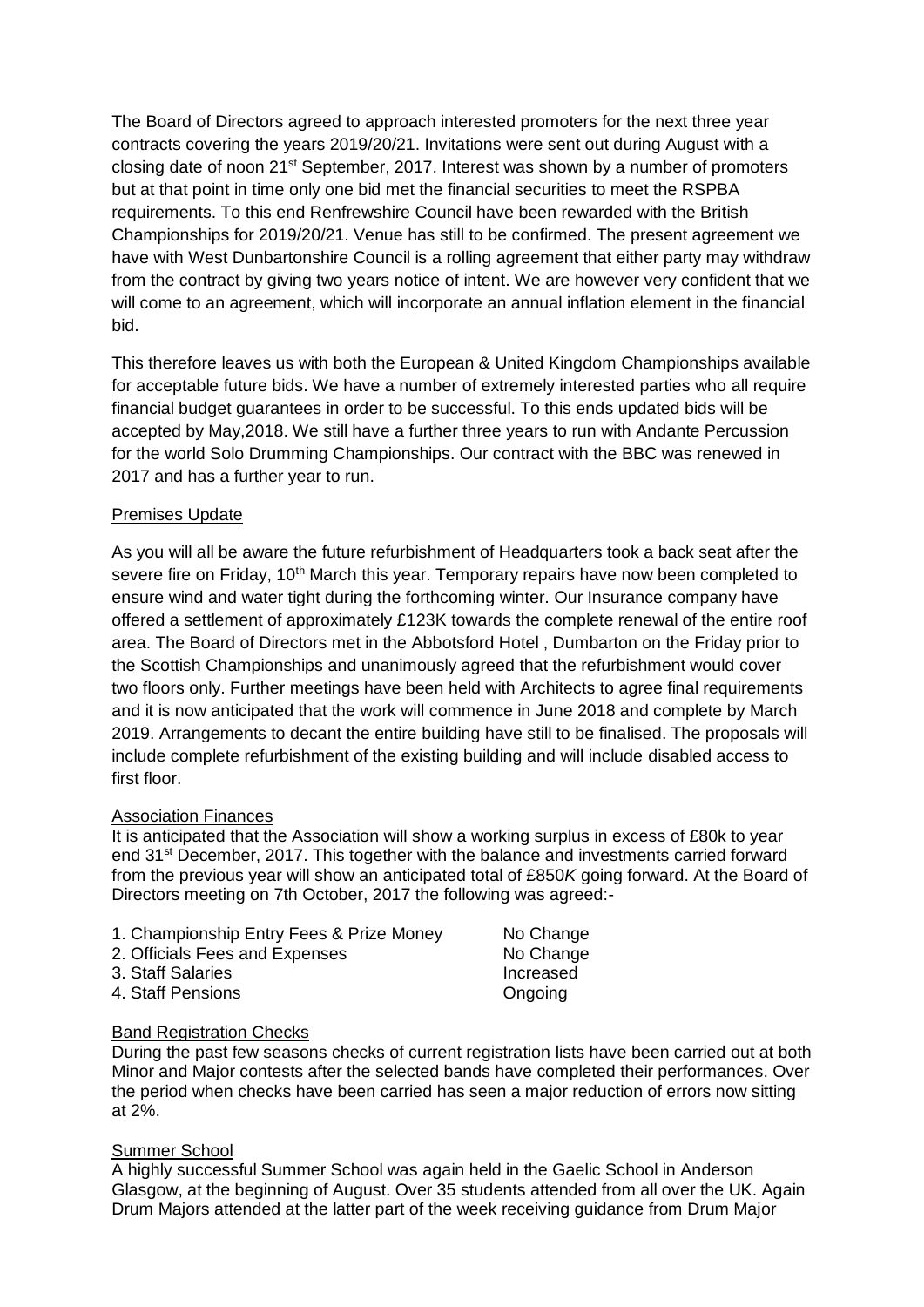The Board of Directors agreed to approach interested promoters for the next three year contracts covering the years 2019/20/21. Invitations were sent out during August with a closing date of noon 21st September, 2017. Interest was shown by a number of promoters but at that point in time only one bid met the financial securities to meet the RSPBA requirements. To this end Renfrewshire Council have been rewarded with the British Championships for 2019/20/21. Venue has still to be confirmed. The present agreement we have with West Dunbartonshire Council is a rolling agreement that either party may withdraw from the contract by giving two years notice of intent. We are however very confident that we will come to an agreement, which will incorporate an annual inflation element in the financial bid.

This therefore leaves us with both the European & United Kingdom Championships available for acceptable future bids. We have a number of extremely interested parties who all require financial budget guarantees in order to be successful. To this ends updated bids will be accepted by May,2018. We still have a further three years to run with Andante Percussion for the world Solo Drumming Championships. Our contract with the BBC was renewed in 2017 and has a further year to run.

## Premises Update

As you will all be aware the future refurbishment of Headquarters took a back seat after the severe fire on Friday, 10th March this year. Temporary repairs have now been completed to ensure wind and water tight during the forthcoming winter. Our Insurance company have offered a settlement of approximately £123K towards the complete renewal of the entire roof area. The Board of Directors met in the Abbotsford Hotel , Dumbarton on the Friday prior to the Scottish Championships and unanimously agreed that the refurbishment would cover two floors only. Further meetings have been held with Architects to agree final requirements and it is now anticipated that the work will commence in June 2018 and complete by March 2019. Arrangements to decant the entire building have still to be finalised. The proposals will include complete refurbishment of the existing building and will include disabled access to first floor.

## Association Finances

It is anticipated that the Association will show a working surplus in excess of £80k to year end 31st December, 2017. This together with the balance and investments carried forward from the previous year will show an anticipated total of £850*K* going forward. At the Board of Directors meeting on 7th October, 2017 the following was agreed:-

| | |
|---|---|
| 1. Championship Entry Fees & Prize Money | No Change |
| 2. Officials Fees and Expenses | No Change |
| 3. Staff Salaries | Increased |
| 4. Staff Pensions | Ongoing |

## Band Registration Checks

During the past few seasons checks of current registration lists have been carried out at both Minor and Major contests after the selected bands have completed their performances. Over the period when checks have been carried has seen a major reduction of errors now sitting at 2%.

## Summer School

A highly successful Summer School was again held in the Gaelic School in Anderson Glasgow, at the beginning of August. Over 35 students attended from all over the UK. Again Drum Majors attended at the latter part of the week receiving guidance from Drum Major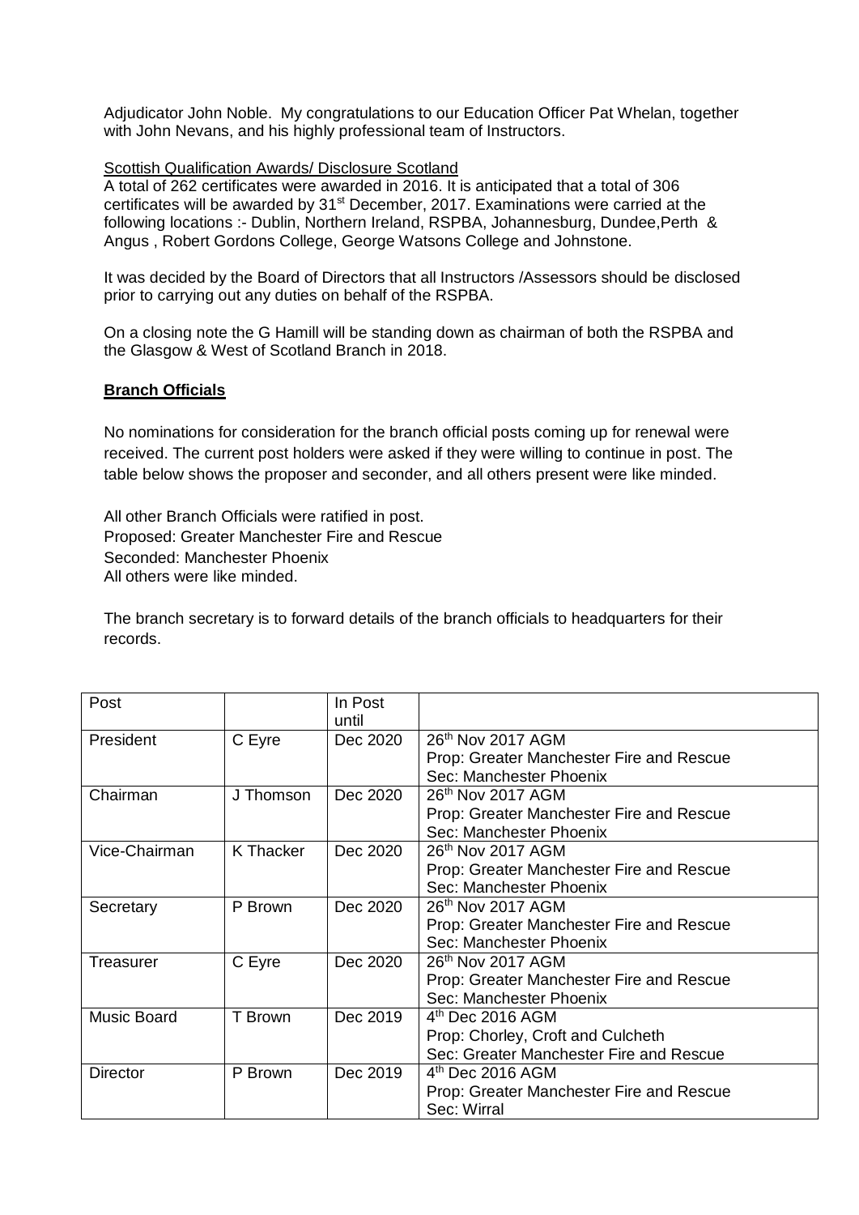Adjudicator John Noble. My congratulations to our Education Officer Pat Whelan, together with John Nevans, and his highly professional team of Instructors.

Scottish Qualification Awards/ Disclosure Scotland

A total of 262 certificates were awarded in 2016. It is anticipated that a total of 306 certificates will be awarded by 31st December, 2017. Examinations were carried at the following locations :- Dublin, Northern Ireland, RSPBA, Johannesburg, Dundee,Perth & Angus , Robert Gordons College, George Watsons College and Johnstone.

It was decided by the Board of Directors that all Instructors /Assessors should be disclosed prior to carrying out any duties on behalf of the RSPBA.

On a closing note the G Hamill will be standing down as chairman of both the RSPBA and the Glasgow & West of Scotland Branch in 2018.

**Branch Officials**

No nominations for consideration for the branch official posts coming up for renewal were received. The current post holders were asked if they were willing to continue in post. The table below shows the proposer and seconder, and all others present were like minded.

All other Branch Officials were ratified in post.
Proposed: Greater Manchester Fire and Rescue
Seconded: Manchester Phoenix
All others were like minded.

The branch secretary is to forward details of the branch officials to headquarters for their records.

| Post | | In Post until | |
|---|---|---|---|
| President | C Eyre | Dec 2020 | 26th Nov 2017 AGM<br>Prop: Greater Manchester Fire and Rescue<br>Sec: Manchester Phoenix |
| Chairman | J Thomson | Dec 2020 | 26th Nov 2017 AGM<br>Prop: Greater Manchester Fire and Rescue<br>Sec: Manchester Phoenix |
| Vice-Chairman | K Thacker | Dec 2020 | 26th Nov 2017 AGM<br>Prop: Greater Manchester Fire and Rescue<br>Sec: Manchester Phoenix |
| Secretary | P Brown | Dec 2020 | 26th Nov 2017 AGM<br>Prop: Greater Manchester Fire and Rescue<br>Sec: Manchester Phoenix |
| Treasurer | C Eyre | Dec 2020 | 26th Nov 2017 AGM<br>Prop: Greater Manchester Fire and Rescue<br>Sec: Manchester Phoenix |
| Music Board | T Brown | Dec 2019 | 4th Dec 2016 AGM<br>Prop: Chorley, Croft and Culcheth<br>Sec: Greater Manchester Fire and Rescue |
| Director | P Brown | Dec 2019 | 4th Dec 2016 AGM<br>Prop: Greater Manchester Fire and Rescue<br>Sec: Wirral |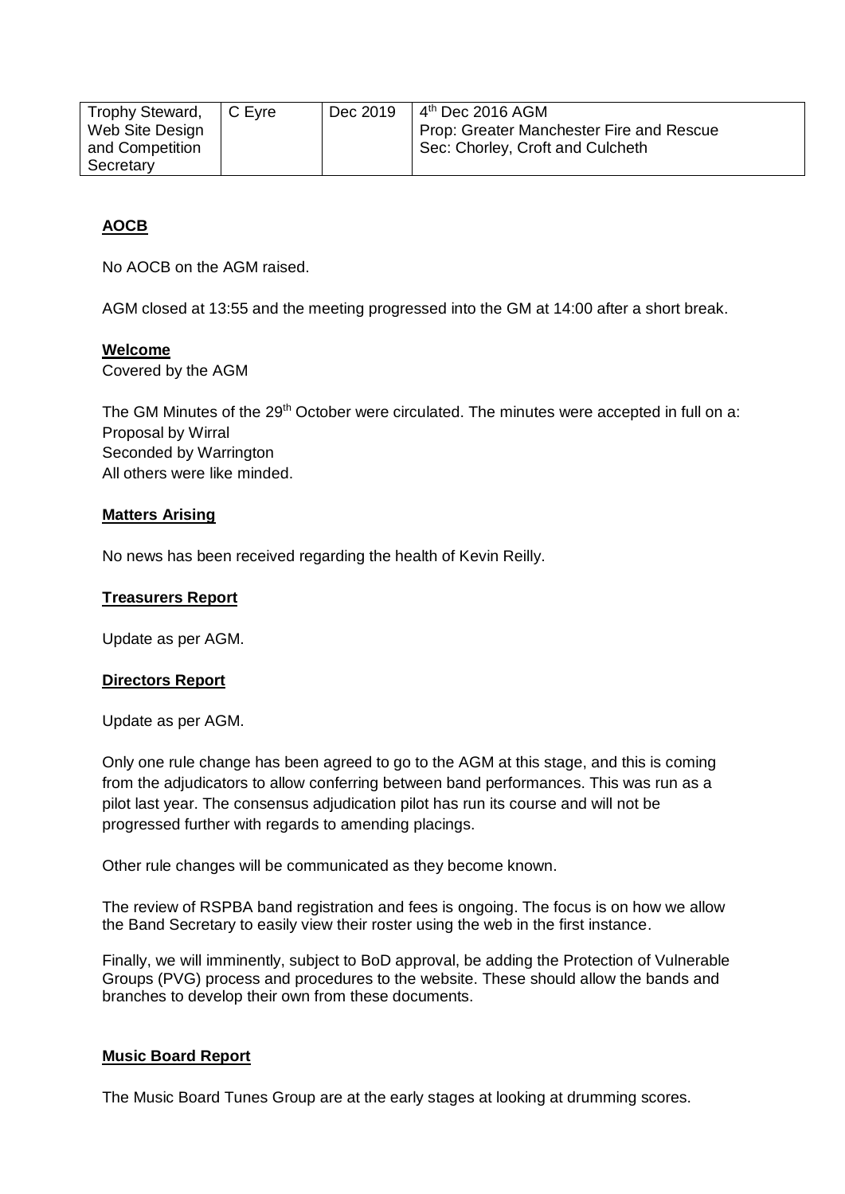| Trophy Steward, Web Site Design and Competition Secretary | C Eyre | Dec 2019 | 4th Dec 2016 AGM<br>Prop: Greater Manchester Fire and Rescue<br>Sec: Chorley, Croft and Culcheth |
|---|---|---|---|

**AOCB**

No AOCB on the AGM raised.

AGM closed at 13:55 and the meeting progressed into the GM at 14:00 after a short break.

**Welcome**

Covered by the AGM

The GM Minutes of the 29th October were circulated. The minutes were accepted in full on a:
Proposal by Wirral
Seconded by Warrington
All others were like minded.

**Matters Arising**

No news has been received regarding the health of Kevin Reilly.

**Treasurers Report**

Update as per AGM.

**Directors Report**

Update as per AGM.

Only one rule change has been agreed to go to the AGM at this stage, and this is coming from the adjudicators to allow conferring between band performances. This was run as a pilot last year. The consensus adjudication pilot has run its course and will not be progressed further with regards to amending placings.

Other rule changes will be communicated as they become known.

The review of RSPBA band registration and fees is ongoing. The focus is on how we allow the Band Secretary to easily view their roster using the web in the first instance.

Finally, we will imminently, subject to BoD approval, be adding the Protection of Vulnerable Groups (PVG) process and procedures to the website. These should allow the bands and branches to develop their own from these documents.

**Music Board Report**

The Music Board Tunes Group are at the early stages at looking at drumming scores.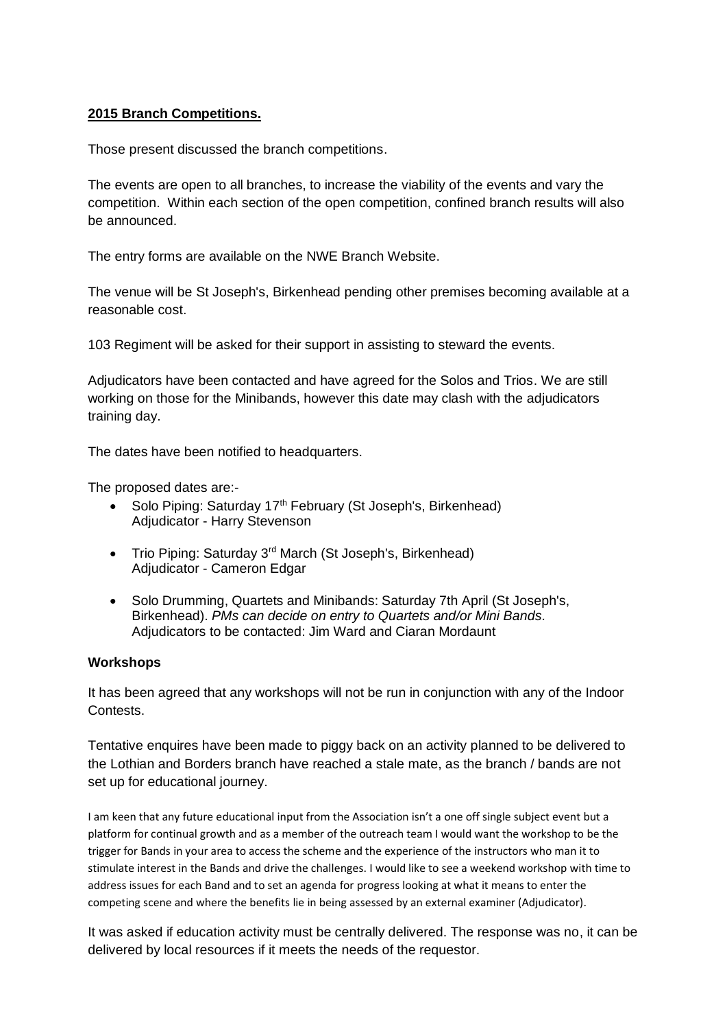**2015 Branch Competitions.**

Those present discussed the branch competitions.

The events are open to all branches, to increase the viability of the events and vary the competition. Within each section of the open competition, confined branch results will also be announced.

The entry forms are available on the NWE Branch Website.

The venue will be St Joseph's, Birkenhead pending other premises becoming available at a reasonable cost.

103 Regiment will be asked for their support in assisting to steward the events.

Adjudicators have been contacted and have agreed for the Solos and Trios. We are still working on those for the Minibands, however this date may clash with the adjudicators training day.

The dates have been notified to headquarters.

The proposed dates are:-

- Solo Piping: Saturday 17th February (St Joseph's, Birkenhead)
  Adjudicator - Harry Stevenson

- Trio Piping: Saturday 3rd March (St Joseph's, Birkenhead)
  Adjudicator - Cameron Edgar

- Solo Drumming, Quartets and Minibands: Saturday 7th April (St Joseph's, Birkenhead). *PMs can decide on entry to Quartets and/or Mini Bands.*
  Adjudicators to be contacted: Jim Ward and Ciaran Mordaunt

**Workshops**

It has been agreed that any workshops will not be run in conjunction with any of the Indoor Contests.

Tentative enquires have been made to piggy back on an activity planned to be delivered to the Lothian and Borders branch have reached a stale mate, as the branch / bands are not set up for educational journey.

I am keen that any future educational input from the Association isn't a one off single subject event but a platform for continual growth and as a member of the outreach team I would want the workshop to be the trigger for Bands in your area to access the scheme and the experience of the instructors who man it to stimulate interest in the Bands and drive the challenges. I would like to see a weekend workshop with time to address issues for each Band and to set an agenda for progress looking at what it means to enter the competing scene and where the benefits lie in being assessed by an external examiner (Adjudicator).

It was asked if education activity must be centrally delivered. The response was no, it can be delivered by local resources if it meets the needs of the requestor.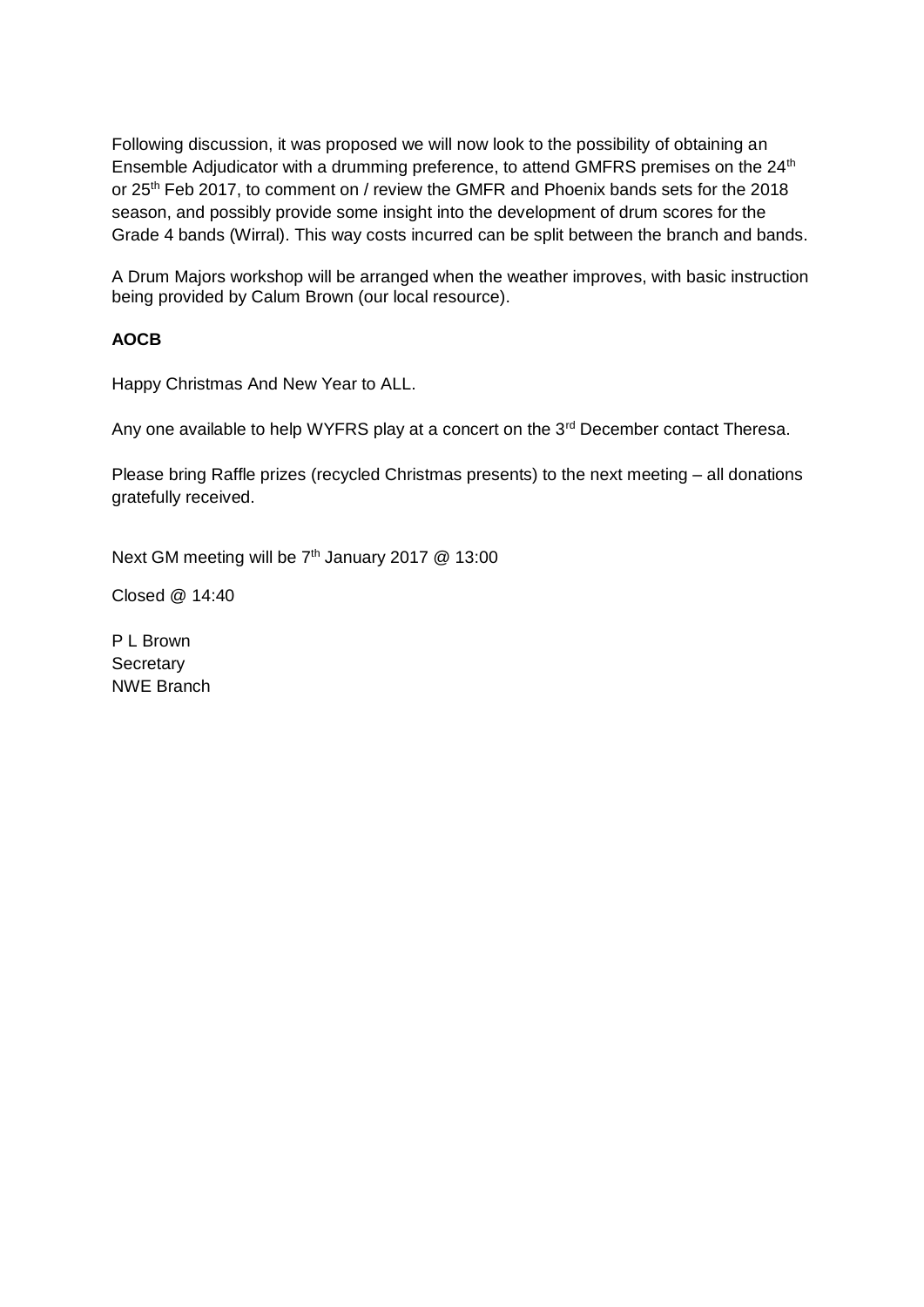Following discussion, it was proposed we will now look to the possibility of obtaining an Ensemble Adjudicator with a drumming preference, to attend GMFRS premises on the 24th or 25th Feb 2017, to comment on / review the GMFR and Phoenix bands sets for the 2018 season, and possibly provide some insight into the development of drum scores for the Grade 4 bands (Wirral). This way costs incurred can be split between the branch and bands.

A Drum Majors workshop will be arranged when the weather improves, with basic instruction being provided by Calum Brown (our local resource).

**AOCB**

Happy Christmas And New Year to ALL.

Any one available to help WYFRS play at a concert on the 3rd December contact Theresa.

Please bring Raffle prizes (recycled Christmas presents) to the next meeting – all donations gratefully received.

Next GM meeting will be 7th January 2017 @ 13:00

Closed @ 14:40

P L Brown
Secretary
NWE Branch